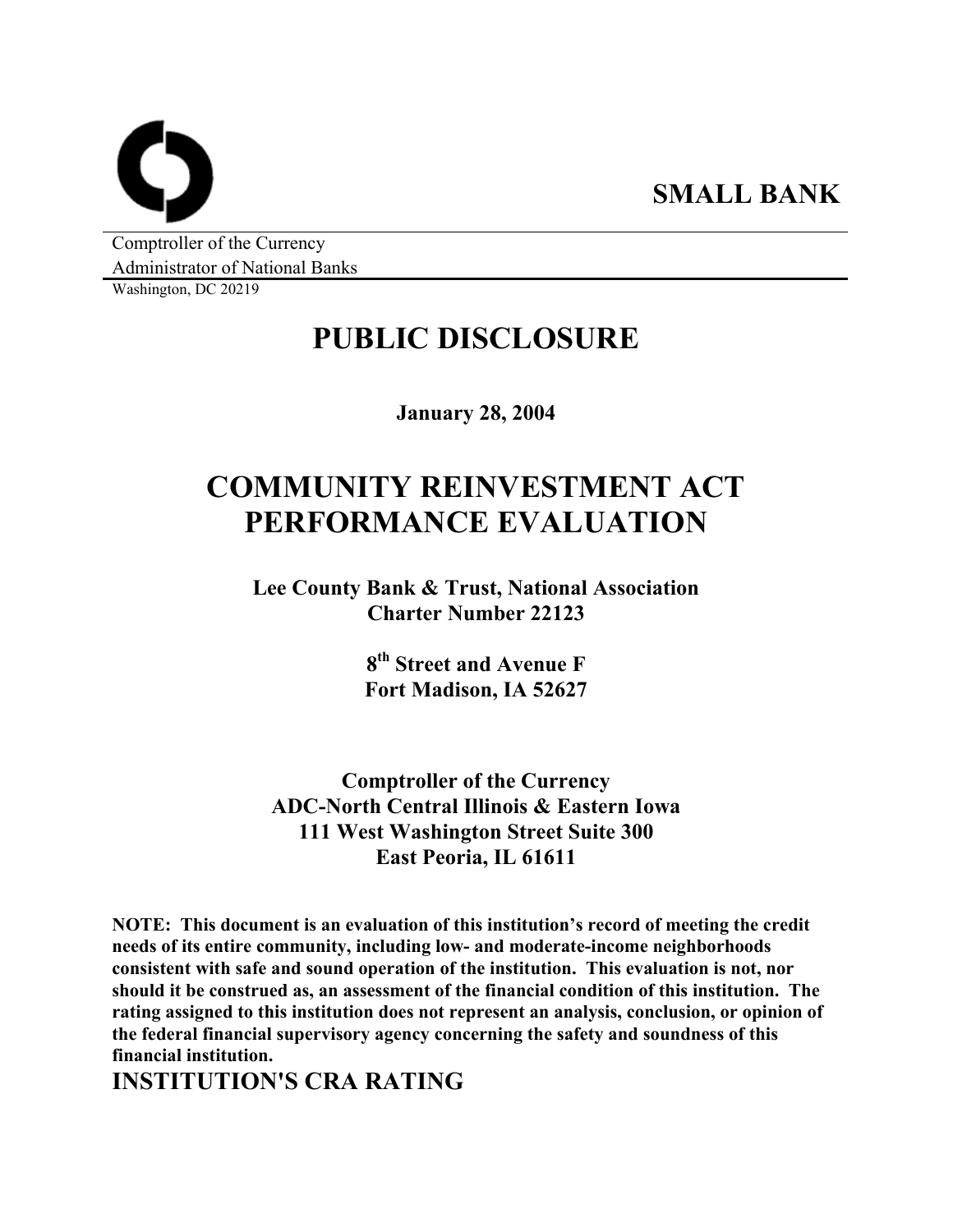**SMALL BANK**

Comptroller of the Currency
Administrator of National Banks
Washington, DC 20219

# PUBLIC DISCLOSURE

**January 28, 2004**

# COMMUNITY REINVESTMENT ACT PERFORMANCE EVALUATION

**Lee County Bank & Trust, National Association**
**Charter Number 22123**

**8th Street and Avenue F**
**Fort Madison, IA 52627**

**Comptroller of the Currency**
**ADC-North Central Illinois & Eastern Iowa**
**111 West Washington Street Suite 300**
**East Peoria, IL 61611**

**NOTE: This document is an evaluation of this institution's record of meeting the credit needs of its entire community, including low- and moderate-income neighborhoods consistent with safe and sound operation of the institution. This evaluation is not, nor should it be construed as, an assessment of the financial condition of this institution. The rating assigned to this institution does not represent an analysis, conclusion, or opinion of the federal financial supervisory agency concerning the safety and soundness of this financial institution.**

## INSTITUTION'S CRA RATING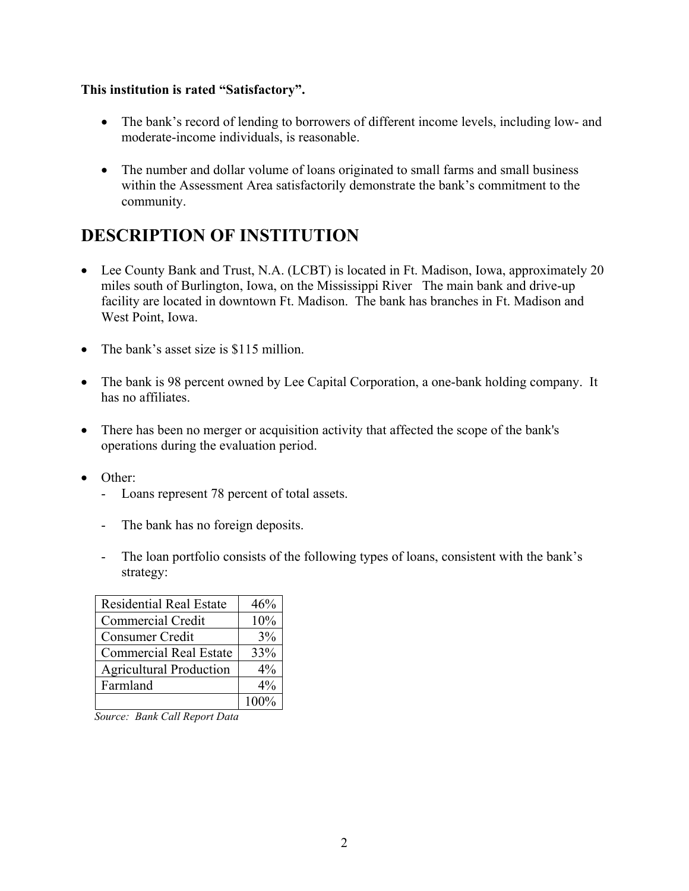**This institution is rated "Satisfactory".**

- The bank's record of lending to borrowers of different income levels, including low- and moderate-income individuals, is reasonable.

- The number and dollar volume of loans originated to small farms and small business within the Assessment Area satisfactorily demonstrate the bank's commitment to the community.

# DESCRIPTION OF INSTITUTION

- Lee County Bank and Trust, N.A. (LCBT) is located in Ft. Madison, Iowa, approximately 20 miles south of Burlington, Iowa, on the Mississippi River The main bank and drive-up facility are located in downtown Ft. Madison. The bank has branches in Ft. Madison and West Point, Iowa.

- The bank's asset size is $115 million.

- The bank is 98 percent owned by Lee Capital Corporation, a one-bank holding company. It has no affiliates.

- There has been no merger or acquisition activity that affected the scope of the bank's operations during the evaluation period.

- Other:
  - Loans represent 78 percent of total assets.
  - The bank has no foreign deposits.
  - The loan portfolio consists of the following types of loans, consistent with the bank's strategy:

| | |
|---|---|
| Residential Real Estate | 46% |
| Commercial Credit | 10% |
| Consumer Credit | 3% |
| Commercial Real Estate | 33% |
| Agricultural Production | 4% |
| Farmland | 4% |
| | 100% |

*Source: Bank Call Report Data*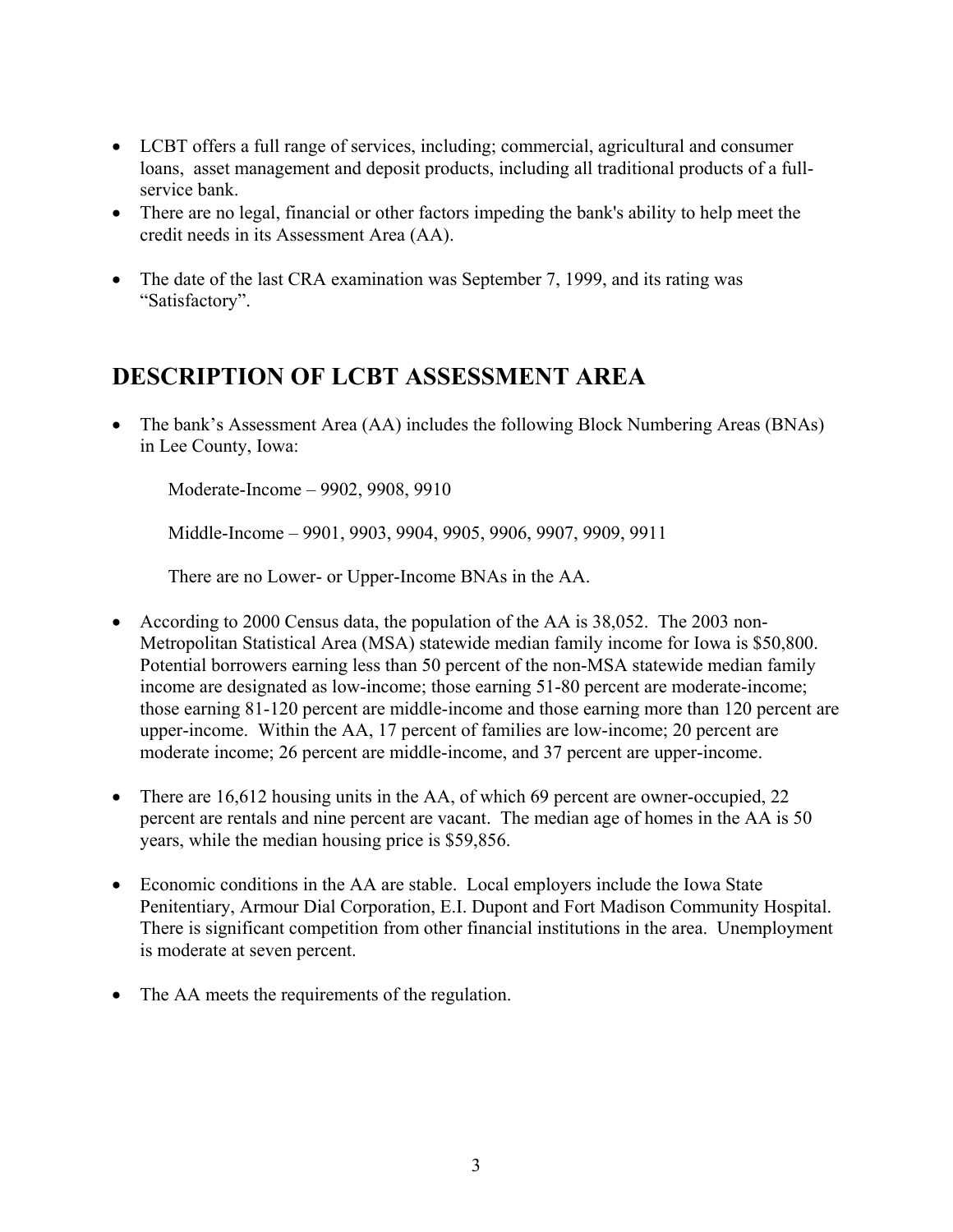- LCBT offers a full range of services, including; commercial, agricultural and consumer loans, asset management and deposit products, including all traditional products of a full-service bank.
- There are no legal, financial or other factors impeding the bank's ability to help meet the credit needs in its Assessment Area (AA).
- The date of the last CRA examination was September 7, 1999, and its rating was "Satisfactory".

## DESCRIPTION OF LCBT ASSESSMENT AREA

- The bank's Assessment Area (AA) includes the following Block Numbering Areas (BNAs) in Lee County, Iowa:

  Moderate-Income – 9902, 9908, 9910

  Middle-Income – 9901, 9903, 9904, 9905, 9906, 9907, 9909, 9911

  There are no Lower- or Upper-Income BNAs in the AA.

- According to 2000 Census data, the population of the AA is 38,052. The 2003 non-Metropolitan Statistical Area (MSA) statewide median family income for Iowa is $50,800. Potential borrowers earning less than 50 percent of the non-MSA statewide median family income are designated as low-income; those earning 51-80 percent are moderate-income; those earning 81-120 percent are middle-income and those earning more than 120 percent are upper-income. Within the AA, 17 percent of families are low-income; 20 percent are moderate income; 26 percent are middle-income, and 37 percent are upper-income.
- There are 16,612 housing units in the AA, of which 69 percent are owner-occupied, 22 percent are rentals and nine percent are vacant. The median age of homes in the AA is 50 years, while the median housing price is $59,856.
- Economic conditions in the AA are stable. Local employers include the Iowa State Penitentiary, Armour Dial Corporation, E.I. Dupont and Fort Madison Community Hospital. There is significant competition from other financial institutions in the area. Unemployment is moderate at seven percent.
- The AA meets the requirements of the regulation.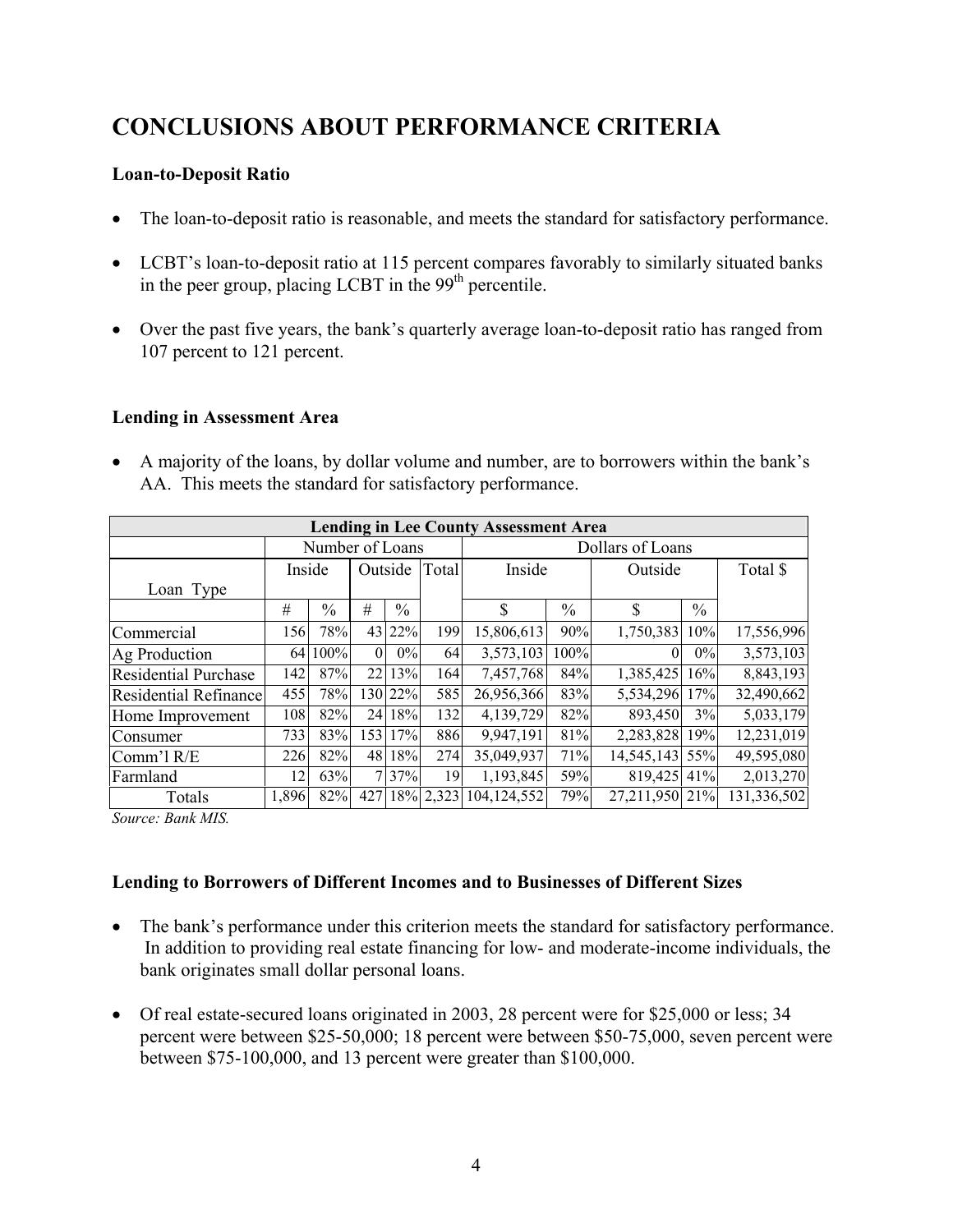# CONCLUSIONS ABOUT PERFORMANCE CRITERIA

### Loan-to-Deposit Ratio

- The loan-to-deposit ratio is reasonable, and meets the standard for satisfactory performance.
- LCBT's loan-to-deposit ratio at 115 percent compares favorably to similarly situated banks in the peer group, placing LCBT in the 99th percentile.
- Over the past five years, the bank's quarterly average loan-to-deposit ratio has ranged from 107 percent to 121 percent.

### Lending in Assessment Area

- A majority of the loans, by dollar volume and number, are to borrowers within the bank's AA. This meets the standard for satisfactory performance.

| Lending in Lee County Assessment Area | | | | | | | | | | |
|---|---|---|---|---|---|---|---|---|---|---|
| | Number of Loans | | | | | Dollars of Loans | | | | |
| Loan Type | Inside | | Outside | | Total | Inside | | Outside | | Total $ |
| | # | % | # | % | | $ | % | $ | % | |
| Commercial | 156 | 78% | 43 | 22% | 199 | 15,806,613 | 90% | 1,750,383 | 10% | 17,556,996 |
| Ag Production | 64 | 100% | 0 | 0% | 64 | 3,573,103 | 100% | 0 | 0% | 3,573,103 |
| Residential Purchase | 142 | 87% | 22 | 13% | 164 | 7,457,768 | 84% | 1,385,425 | 16% | 8,843,193 |
| Residential Refinance | 455 | 78% | 130 | 22% | 585 | 26,956,366 | 83% | 5,534,296 | 17% | 32,490,662 |
| Home Improvement | 108 | 82% | 24 | 18% | 132 | 4,139,729 | 82% | 893,450 | 3% | 5,033,179 |
| Consumer | 733 | 83% | 153 | 17% | 886 | 9,947,191 | 81% | 2,283,828 | 19% | 12,231,019 |
| Comm'l R/E | 226 | 82% | 48 | 18% | 274 | 35,049,937 | 71% | 14,545,143 | 55% | 49,595,080 |
| Farmland | 12 | 63% | 7 | 37% | 19 | 1,193,845 | 59% | 819,425 | 41% | 2,013,270 |
| Totals | 1,896 | 82% | 427 | 18% | 2,323 | 104,124,552 | 79% | 27,211,950 | 21% | 131,336,502 |

*Source: Bank MIS.*

### Lending to Borrowers of Different Incomes and to Businesses of Different Sizes

- The bank's performance under this criterion meets the standard for satisfactory performance. In addition to providing real estate financing for low- and moderate-income individuals, the bank originates small dollar personal loans.
- Of real estate-secured loans originated in 2003, 28 percent were for $25,000 or less; 34 percent were between $25-50,000; 18 percent were between $50-75,000, seven percent were between $75-100,000, and 13 percent were greater than $100,000.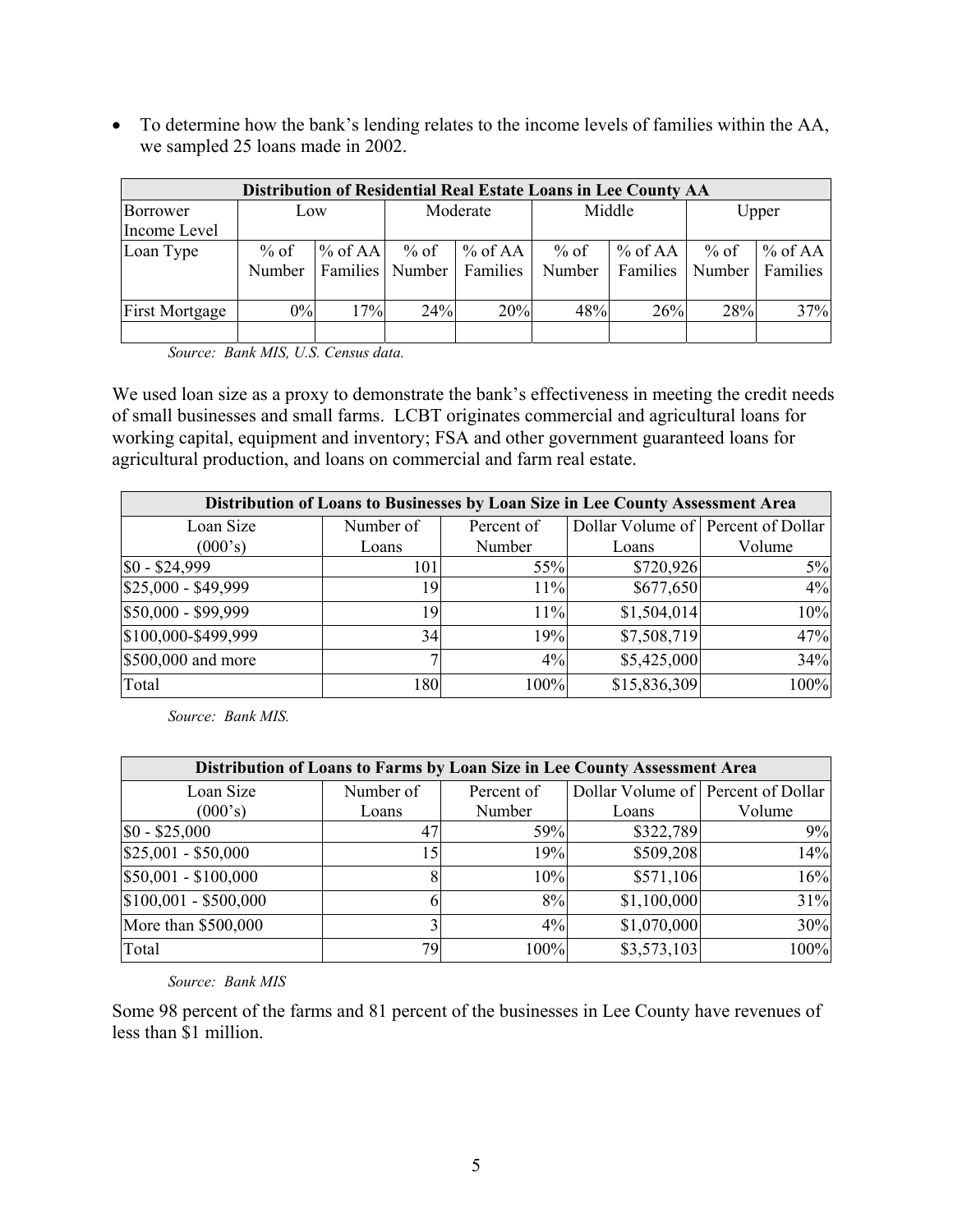- To determine how the bank's lending relates to the income levels of families within the AA, we sampled 25 loans made in 2002.

| Distribution of Residential Real Estate Loans in Lee County AA | | | | | | | | |
|---|---|---|---|---|---|---|---|---|
| Borrower Income Level | Low | | Moderate | | Middle | | Upper | |
| Loan Type | % of Number | % of AA Families | % of Number | % of AA Families | % of Number | % of AA Families | % of Number | % of AA Families |
| First Mortgage | 0% | 17% | 24% | 20% | 48% | 26% | 28% | 37% |
| | | | | | | | | |

*Source: Bank MIS, U.S. Census data.*

We used loan size as a proxy to demonstrate the bank's effectiveness in meeting the credit needs of small businesses and small farms. LCBT originates commercial and agricultural loans for working capital, equipment and inventory; FSA and other government guaranteed loans for agricultural production, and loans on commercial and farm real estate.

| Distribution of Loans to Businesses by Loan Size in Lee County Assessment Area | | | | |
|---|---|---|---|---|
| Loan Size (000's) | Number of Loans | Percent of Number | Dollar Volume of Loans | Percent of Dollar Volume |
| $0 - $24,999 | 101 | 55% | $720,926 | 5% |
| $25,000 - $49,999 | 19 | 11% | $677,650 | 4% |
| $50,000 - $99,999 | 19 | 11% | $1,504,014 | 10% |
| $100,000-$499,999 | 34 | 19% | $7,508,719 | 47% |
| $500,000 and more | 7 | 4% | $5,425,000 | 34% |
| Total | 180 | 100% | $15,836,309 | 100% |

*Source: Bank MIS.*

| Distribution of Loans to Farms by Loan Size in Lee County Assessment Area | | | | |
|---|---|---|---|---|
| Loan Size (000's) | Number of Loans | Percent of Number | Dollar Volume of Loans | Percent of Dollar Volume |
| $0 - $25,000 | 47 | 59% | $322,789 | 9% |
| $25,001 - $50,000 | 15 | 19% | $509,208 | 14% |
| $50,001 - $100,000 | 8 | 10% | $571,106 | 16% |
| $100,001 - $500,000 | 6 | 8% | $1,100,000 | 31% |
| More than $500,000 | 3 | 4% | $1,070,000 | 30% |
| Total | 79 | 100% | $3,573,103 | 100% |

*Source: Bank MIS*

Some 98 percent of the farms and 81 percent of the businesses in Lee County have revenues of less than $1 million.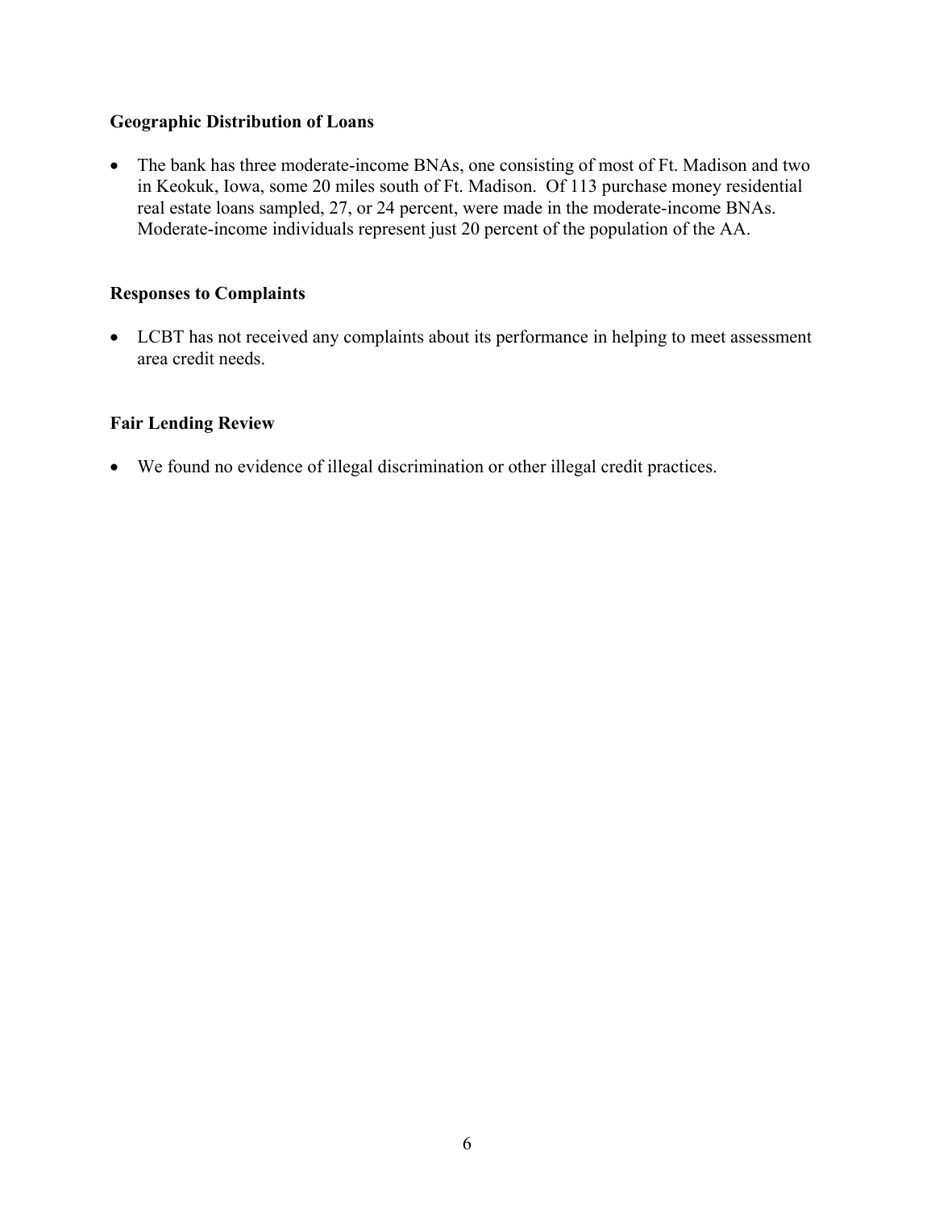**Geographic Distribution of Loans**

- The bank has three moderate-income BNAs, one consisting of most of Ft. Madison and two in Keokuk, Iowa, some 20 miles south of Ft. Madison. Of 113 purchase money residential real estate loans sampled, 27, or 24 percent, were made in the moderate-income BNAs. Moderate-income individuals represent just 20 percent of the population of the AA.

**Responses to Complaints**

- LCBT has not received any complaints about its performance in helping to meet assessment area credit needs.

**Fair Lending Review**

- We found no evidence of illegal discrimination or other illegal credit practices.